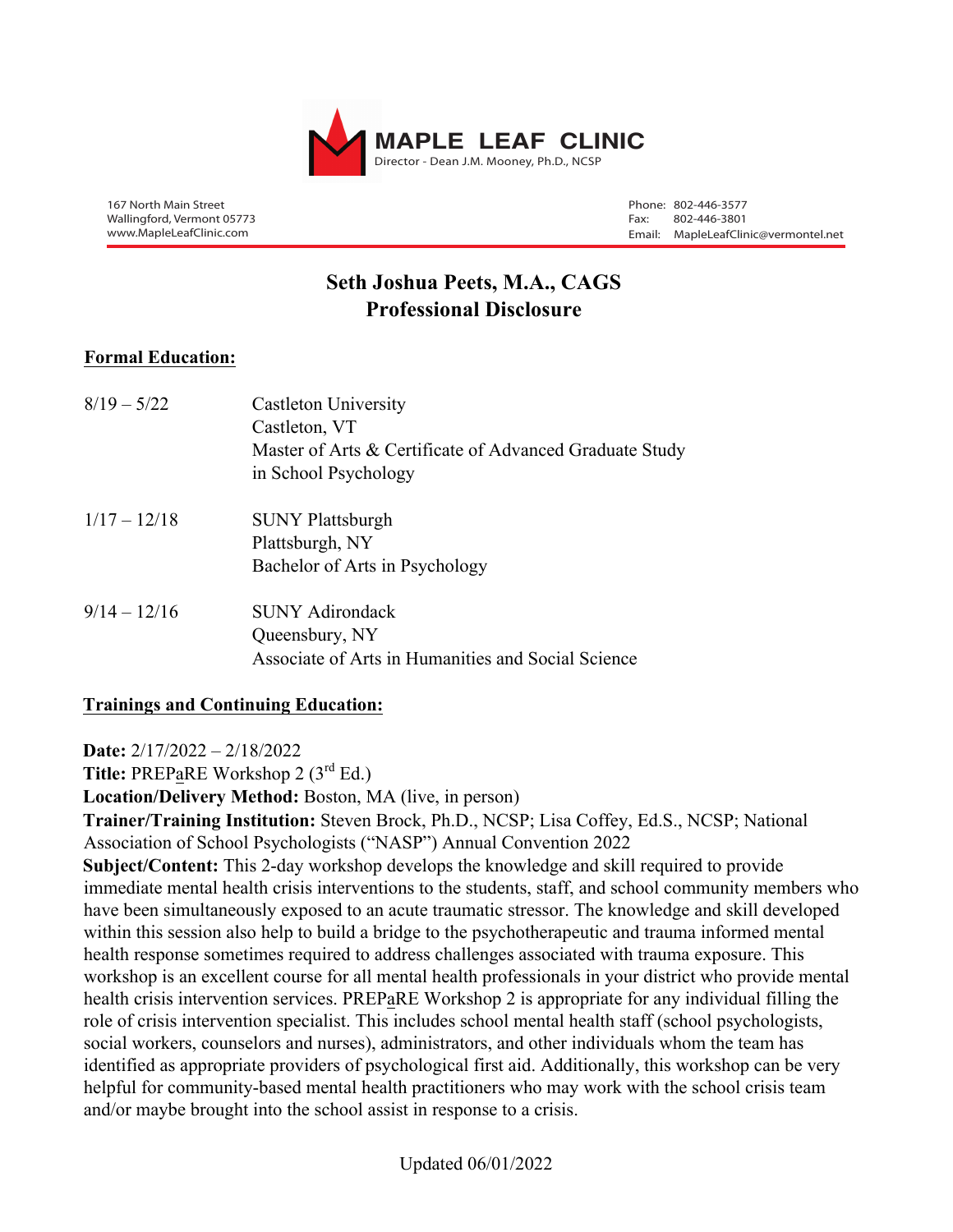**MAPLE LEAF CLINIC**
Director - Dean J.M. Mooney, Ph.D., NCSP

167 North Main Street
Wallingford, Vermont 05773
www.MapleLeafClinic.com

Phone: 802-446-3577
Fax: 802-446-3801
Email: MapleLeafClinic@vermontel.net

# Seth Joshua Peets, M.A., CAGS
# Professional Disclosure

## Formal Education:

| | |
|---|---|
| 8/19 – 5/22 | Castleton University<br>Castleton, VT<br>Master of Arts & Certificate of Advanced Graduate Study in School Psychology |
| 1/17 – 12/18 | SUNY Plattsburgh<br>Plattsburgh, NY<br>Bachelor of Arts in Psychology |
| 9/14 – 12/16 | SUNY Adirondack<br>Queensbury, NY<br>Associate of Arts in Humanities and Social Science |

## Trainings and Continuing Education:

**Date:** 2/17/2022 – 2/18/2022
**Title:** PREPaRE Workshop 2 (3rd Ed.)
**Location/Delivery Method:** Boston, MA (live, in person)
**Trainer/Training Institution:** Steven Brock, Ph.D., NCSP; Lisa Coffey, Ed.S., NCSP; National Association of School Psychologists ("NASP") Annual Convention 2022
**Subject/Content:** This 2-day workshop develops the knowledge and skill required to provide immediate mental health crisis interventions to the students, staff, and school community members who have been simultaneously exposed to an acute traumatic stressor. The knowledge and skill developed within this session also help to build a bridge to the psychotherapeutic and trauma informed mental health response sometimes required to address challenges associated with trauma exposure. This workshop is an excellent course for all mental health professionals in your district who provide mental health crisis intervention services. PREPaRE Workshop 2 is appropriate for any individual filling the role of crisis intervention specialist. This includes school mental health staff (school psychologists, social workers, counselors and nurses), administrators, and other individuals whom the team has identified as appropriate providers of psychological first aid. Additionally, this workshop can be very helpful for community-based mental health practitioners who may work with the school crisis team and/or maybe brought into the school assist in response to a crisis.

Updated 06/01/2022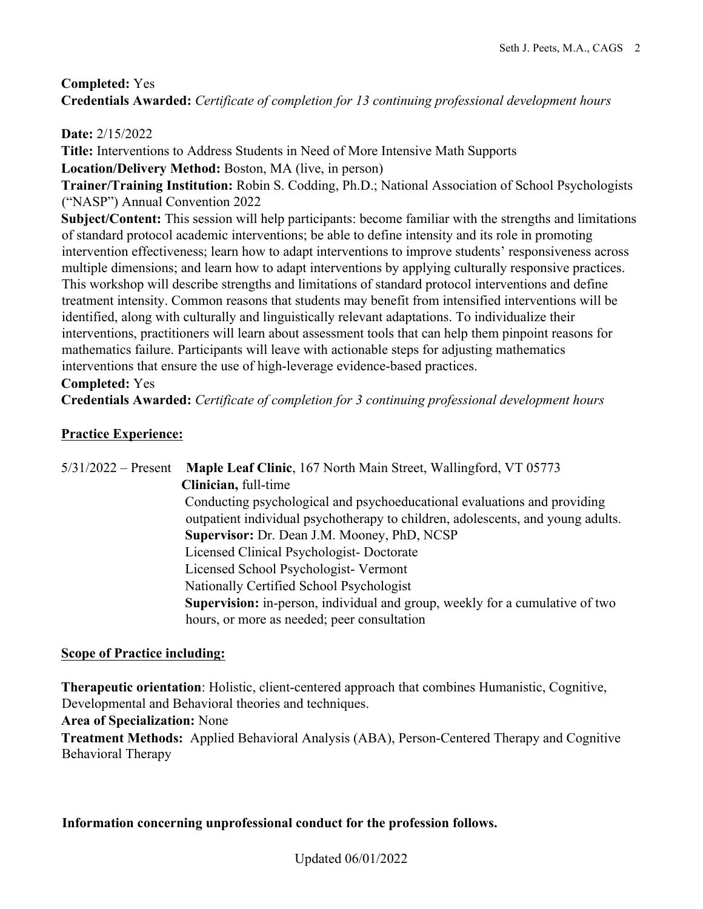**Completed:** Yes
**Credentials Awarded:** *Certificate of completion for 13 continuing professional development hours*

**Date:** 2/15/2022
**Title:** Interventions to Address Students in Need of More Intensive Math Supports
**Location/Delivery Method:** Boston, MA (live, in person)
**Trainer/Training Institution:** Robin S. Codding, Ph.D.; National Association of School Psychologists ("NASP") Annual Convention 2022
**Subject/Content:** This session will help participants: become familiar with the strengths and limitations of standard protocol academic interventions; be able to define intensity and its role in promoting intervention effectiveness; learn how to adapt interventions to improve students' responsiveness across multiple dimensions; and learn how to adapt interventions by applying culturally responsive practices. This workshop will describe strengths and limitations of standard protocol interventions and define treatment intensity. Common reasons that students may benefit from intensified interventions will be identified, along with culturally and linguistically relevant adaptations. To individualize their interventions, practitioners will learn about assessment tools that can help them pinpoint reasons for mathematics failure. Participants will leave with actionable steps for adjusting mathematics interventions that ensure the use of high-leverage evidence-based practices.
**Completed:** Yes
**Credentials Awarded:** *Certificate of completion for 3 continuing professional development hours*

<u>**Practice Experience:**</u>

5/31/2022 – Present **Maple Leaf Clinic**, 167 North Main Street, Wallingford, VT 05773
**Clinician,** full-time
Conducting psychological and psychoeducational evaluations and providing outpatient individual psychotherapy to children, adolescents, and young adults.
**Supervisor:** Dr. Dean J.M. Mooney, PhD, NCSP
Licensed Clinical Psychologist- Doctorate
Licensed School Psychologist- Vermont
Nationally Certified School Psychologist
**Supervision:** in-person, individual and group, weekly for a cumulative of two hours, or more as needed; peer consultation

<u>**Scope of Practice including:**</u>

**Therapeutic orientation**: Holistic, client-centered approach that combines Humanistic, Cognitive, Developmental and Behavioral theories and techniques.
**Area of Specialization:** None
**Treatment Methods:** Applied Behavioral Analysis (ABA), Person-Centered Therapy and Cognitive Behavioral Therapy

**Information concerning unprofessional conduct for the profession follows.**

Updated 06/01/2022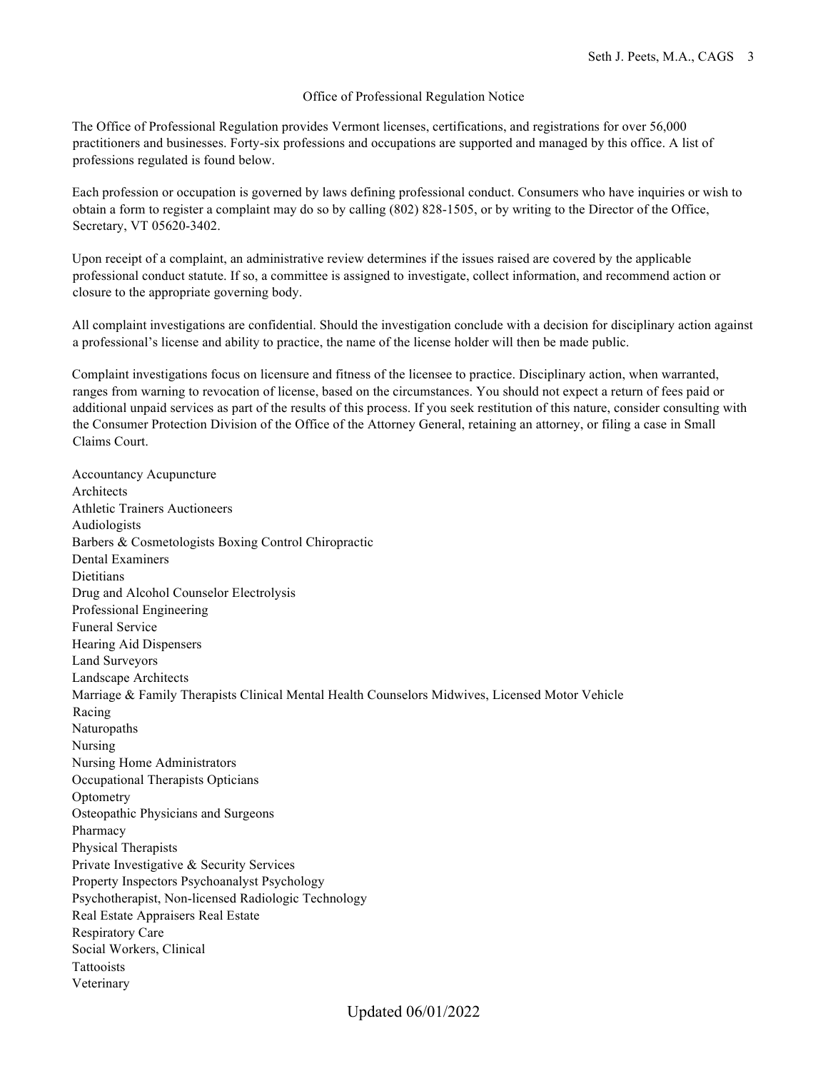Office of Professional Regulation Notice

The Office of Professional Regulation provides Vermont licenses, certifications, and registrations for over 56,000 practitioners and businesses. Forty-six professions and occupations are supported and managed by this office. A list of professions regulated is found below.

Each profession or occupation is governed by laws defining professional conduct. Consumers who have inquiries or wish to obtain a form to register a complaint may do so by calling (802) 828-1505, or by writing to the Director of the Office, Secretary, VT 05620-3402.

Upon receipt of a complaint, an administrative review determines if the issues raised are covered by the applicable professional conduct statute. If so, a committee is assigned to investigate, collect information, and recommend action or closure to the appropriate governing body.

All complaint investigations are confidential. Should the investigation conclude with a decision for disciplinary action against a professional's license and ability to practice, the name of the license holder will then be made public.

Complaint investigations focus on licensure and fitness of the licensee to practice. Disciplinary action, when warranted, ranges from warning to revocation of license, based on the circumstances. You should not expect a return of fees paid or additional unpaid services as part of the results of this process. If you seek restitution of this nature, consider consulting with the Consumer Protection Division of the Office of the Attorney General, retaining an attorney, or filing a case in Small Claims Court.

Accountancy Acupuncture
Architects
Athletic Trainers Auctioneers
Audiologists
Barbers & Cosmetologists Boxing Control Chiropractic
Dental Examiners
Dietitians
Drug and Alcohol Counselor Electrolysis
Professional Engineering
Funeral Service
Hearing Aid Dispensers
Land Surveyors
Landscape Architects
Marriage & Family Therapists Clinical Mental Health Counselors Midwives, Licensed Motor Vehicle
Racing
Naturopaths
Nursing
Nursing Home Administrators
Occupational Therapists Opticians
Optometry
Osteopathic Physicians and Surgeons
Pharmacy
Physical Therapists
Private Investigative & Security Services
Property Inspectors Psychoanalyst Psychology
Psychotherapist, Non-licensed Radiologic Technology
Real Estate Appraisers Real Estate
Respiratory Care
Social Workers, Clinical
Tattooists
Veterinary

Updated 06/01/2022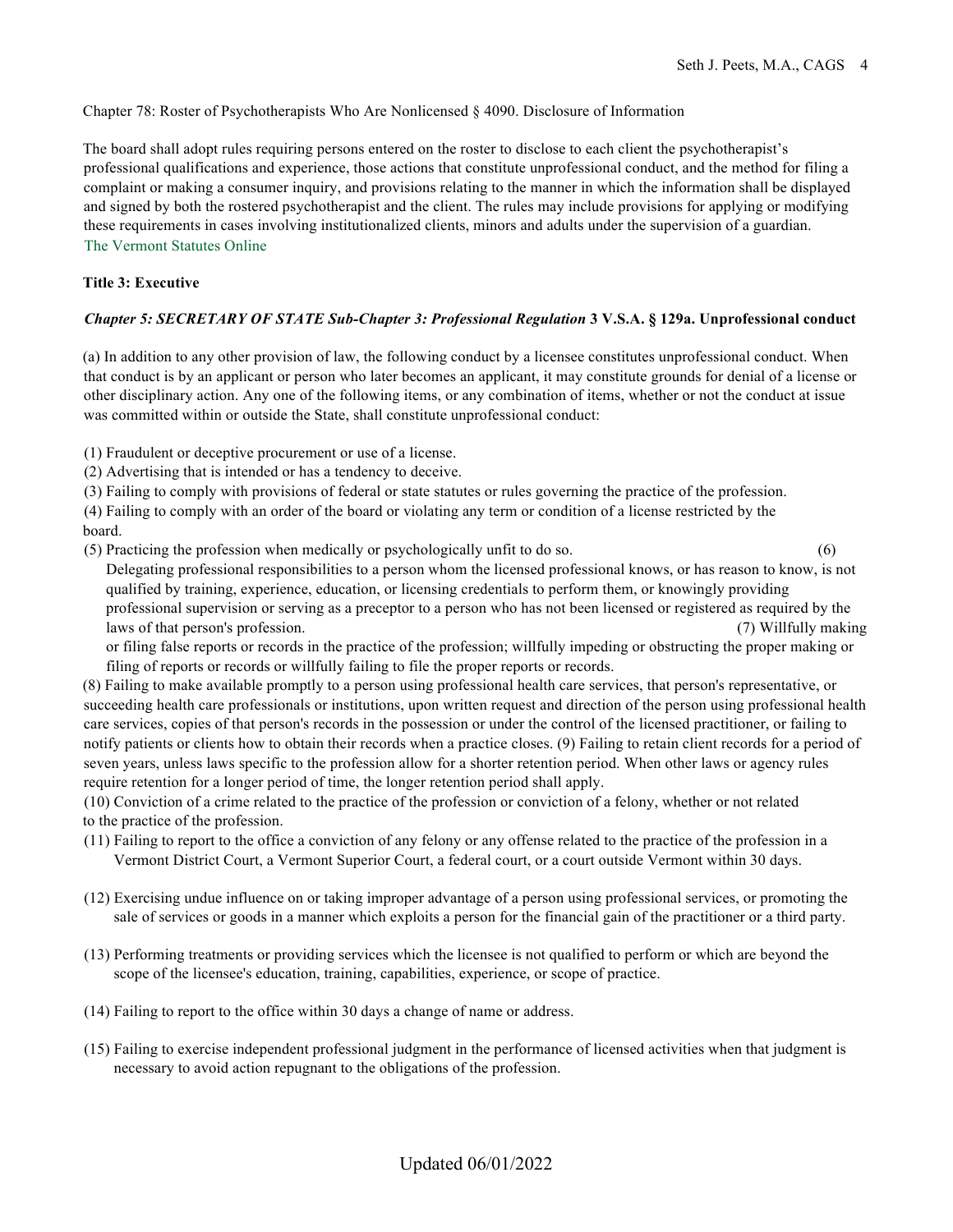Chapter 78: Roster of Psychotherapists Who Are Nonlicensed § 4090. Disclosure of Information

The board shall adopt rules requiring persons entered on the roster to disclose to each client the psychotherapist's professional qualifications and experience, those actions that constitute unprofessional conduct, and the method for filing a complaint or making a consumer inquiry, and provisions relating to the manner in which the information shall be displayed and signed by both the rostered psychotherapist and the client. The rules may include provisions for applying or modifying these requirements in cases involving institutionalized clients, minors and adults under the supervision of a guardian.
The Vermont Statutes Online

**Title 3: Executive**

***Chapter 5: SECRETARY OF STATE Sub-Chapter 3: Professional Regulation* 3 V.S.A. § 129a. Unprofessional conduct**

(a) In addition to any other provision of law, the following conduct by a licensee constitutes unprofessional conduct. When that conduct is by an applicant or person who later becomes an applicant, it may constitute grounds for denial of a license or other disciplinary action. Any one of the following items, or any combination of items, whether or not the conduct at issue was committed within or outside the State, shall constitute unprofessional conduct:

(1) Fraudulent or deceptive procurement or use of a license.
(2) Advertising that is intended or has a tendency to deceive.
(3) Failing to comply with provisions of federal or state statutes or rules governing the practice of the profession.
(4) Failing to comply with an order of the board or violating any term or condition of a license restricted by the board.
(5) Practicing the profession when medically or psychologically unfit to do so.
(6) Delegating professional responsibilities to a person whom the licensed professional knows, or has reason to know, is not qualified by training, experience, education, or licensing credentials to perform them, or knowingly providing professional supervision or serving as a preceptor to a person who has not been licensed or registered as required by the laws of that person's profession.
(7) Willfully making or filing false reports or records in the practice of the profession; willfully impeding or obstructing the proper making or filing of reports or records or willfully failing to file the proper reports or records.
(8) Failing to make available promptly to a person using professional health care services, that person's representative, or succeeding health care professionals or institutions, upon written request and direction of the person using professional health care services, copies of that person's records in the possession or under the control of the licensed practitioner, or failing to notify patients or clients how to obtain their records when a practice closes.
(9) Failing to retain client records for a period of seven years, unless laws specific to the profession allow for a shorter retention period. When other laws or agency rules require retention for a longer period of time, the longer retention period shall apply.
(10) Conviction of a crime related to the practice of the profession or conviction of a felony, whether or not related to the practice of the profession.
(11) Failing to report to the office a conviction of any felony or any offense related to the practice of the profession in a Vermont District Court, a Vermont Superior Court, a federal court, or a court outside Vermont within 30 days.
(12) Exercising undue influence on or taking improper advantage of a person using professional services, or promoting the sale of services or goods in a manner which exploits a person for the financial gain of the practitioner or a third party.
(13) Performing treatments or providing services which the licensee is not qualified to perform or which are beyond the scope of the licensee's education, training, capabilities, experience, or scope of practice.
(14) Failing to report to the office within 30 days a change of name or address.
(15) Failing to exercise independent professional judgment in the performance of licensed activities when that judgment is necessary to avoid action repugnant to the obligations of the profession.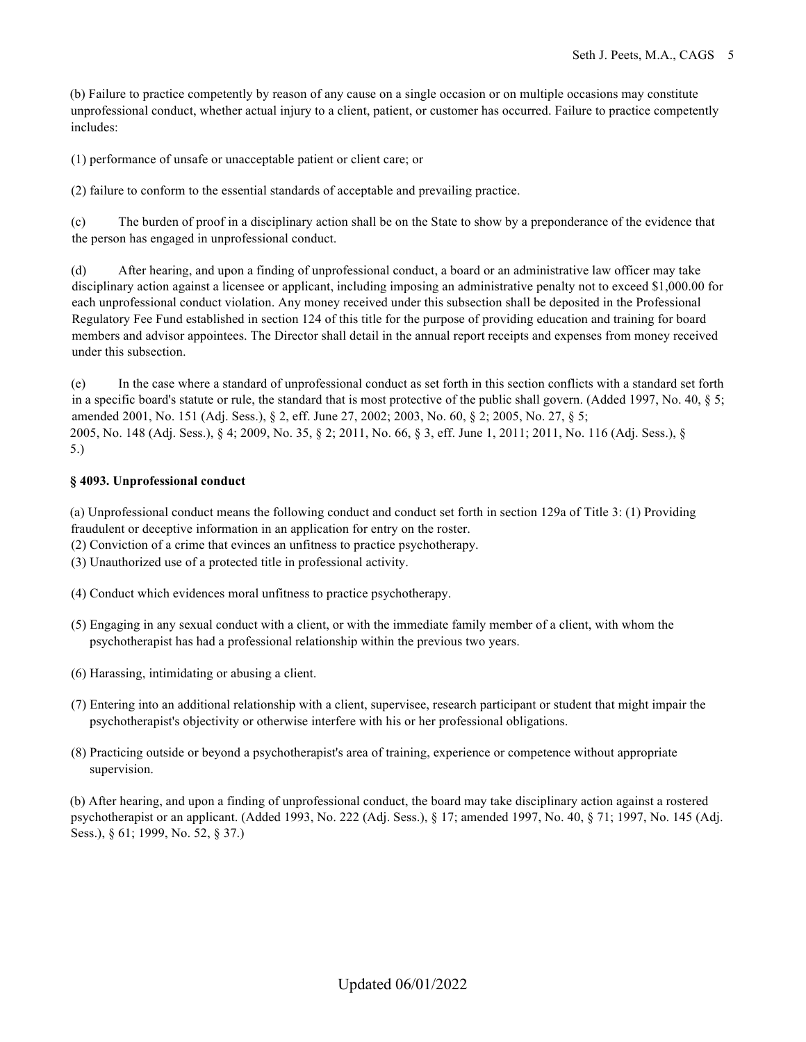(b) Failure to practice competently by reason of any cause on a single occasion or on multiple occasions may constitute unprofessional conduct, whether actual injury to a client, patient, or customer has occurred. Failure to practice competently includes:

(1) performance of unsafe or unacceptable patient or client care; or

(2) failure to conform to the essential standards of acceptable and prevailing practice.

(c) The burden of proof in a disciplinary action shall be on the State to show by a preponderance of the evidence that the person has engaged in unprofessional conduct.

(d) After hearing, and upon a finding of unprofessional conduct, a board or an administrative law officer may take disciplinary action against a licensee or applicant, including imposing an administrative penalty not to exceed $1,000.00 for each unprofessional conduct violation. Any money received under this subsection shall be deposited in the Professional Regulatory Fee Fund established in section 124 of this title for the purpose of providing education and training for board members and advisor appointees. The Director shall detail in the annual report receipts and expenses from money received under this subsection.

(e) In the case where a standard of unprofessional conduct as set forth in this section conflicts with a standard set forth in a specific board's statute or rule, the standard that is most protective of the public shall govern. (Added 1997, No. 40, § 5; amended 2001, No. 151 (Adj. Sess.), § 2, eff. June 27, 2002; 2003, No. 60, § 2; 2005, No. 27, § 5; 2005, No. 148 (Adj. Sess.), § 4; 2009, No. 35, § 2; 2011, No. 66, § 3, eff. June 1, 2011; 2011, No. 116 (Adj. Sess.), § 5.)

**§ 4093. Unprofessional conduct**

(a) Unprofessional conduct means the following conduct and conduct set forth in section 129a of Title 3: (1) Providing fraudulent or deceptive information in an application for entry on the roster.
(2) Conviction of a crime that evinces an unfitness to practice psychotherapy.
(3) Unauthorized use of a protected title in professional activity.

(4) Conduct which evidences moral unfitness to practice psychotherapy.

(5) Engaging in any sexual conduct with a client, or with the immediate family member of a client, with whom the psychotherapist has had a professional relationship within the previous two years.

(6) Harassing, intimidating or abusing a client.

(7) Entering into an additional relationship with a client, supervisee, research participant or student that might impair the psychotherapist's objectivity or otherwise interfere with his or her professional obligations.

(8) Practicing outside or beyond a psychotherapist's area of training, experience or competence without appropriate supervision.

(b) After hearing, and upon a finding of unprofessional conduct, the board may take disciplinary action against a rostered psychotherapist or an applicant. (Added 1993, No. 222 (Adj. Sess.), § 17; amended 1997, No. 40, § 71; 1997, No. 145 (Adj. Sess.), § 61; 1999, No. 52, § 37.)

Updated 06/01/2022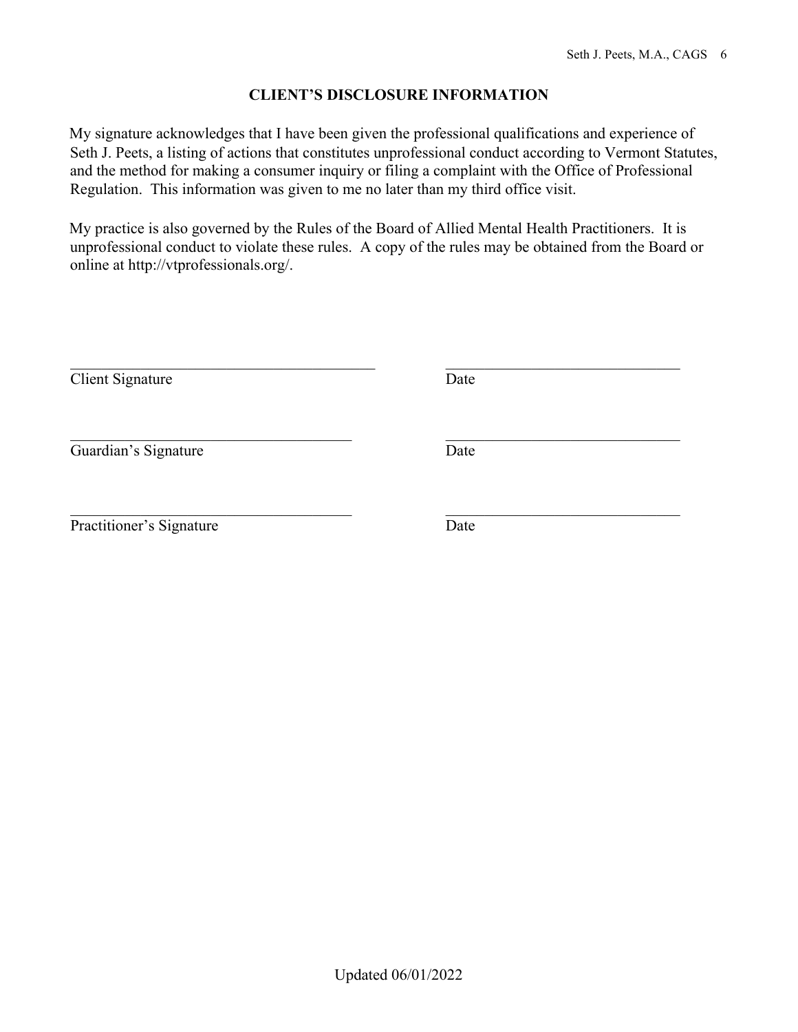## CLIENT'S DISCLOSURE INFORMATION

My signature acknowledges that I have been given the professional qualifications and experience of Seth J. Peets, a listing of actions that constitutes unprofessional conduct according to Vermont Statutes, and the method for making a consumer inquiry or filing a complaint with the Office of Professional Regulation. This information was given to me no later than my third office visit.

My practice is also governed by the Rules of the Board of Allied Mental Health Practitioners. It is unprofessional conduct to violate these rules. A copy of the rules may be obtained from the Board or online at http://vtprofessionals.org/.

\_\_\_\_\_\_\_\_\_\_\_\_\_\_\_\_\_\_\_\_\_\_\_\_\_\_\_\_\_\_\_\_\_\_\_\_\_\_\_\_ \_\_\_\_\_\_\_\_\_\_\_\_\_\_\_\_\_\_\_\_\_\_\_\_\_\_\_\_\_\_\_

Client Signature Date

\_\_\_\_\_\_\_\_\_\_\_\_\_\_\_\_\_\_\_\_\_\_\_\_\_\_\_\_\_\_\_\_\_\_\_\_\_ \_\_\_\_\_\_\_\_\_\_\_\_\_\_\_\_\_\_\_\_\_\_\_\_\_\_\_\_\_\_\_

Guardian's Signature Date

\_\_\_\_\_\_\_\_\_\_\_\_\_\_\_\_\_\_\_\_\_\_\_\_\_\_\_\_\_\_\_\_\_\_\_\_\_ \_\_\_\_\_\_\_\_\_\_\_\_\_\_\_\_\_\_\_\_\_\_\_\_\_\_\_\_\_\_\_

Practitioner's Signature Date

Updated 06/01/2022